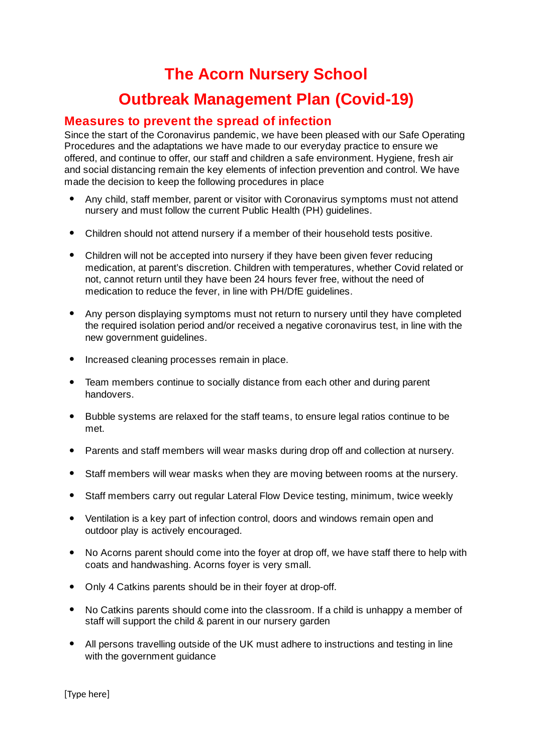# The Acorn Nursery School

# Outbreak Management Plan (Covid-19)

## Measures to prevent the spread of infection

Since the start of the Coronavirus pandemic, we have been pleased with our Safe Operating Procedures and the adaptations we have made to our everyday practice to ensure we offered, and continue to offer, our staff and children a safe environment. Hygiene, fresh air and social distancing remain the key elements of infection prevention and control. We have made the decision to keep the following procedures in place

- Any child, staff member, parent or visitor with Coronavirus symptoms must not attend nursery and must follow the current Public Health (PH) guidelines.
- Children should not attend nursery if a member of their household tests positive.
- Children will not be accepted into nursery if they have been given fever reducing medication, at parent's discretion. Children with temperatures, whether Covid related or not, cannot return until they have been 24 hours fever free, without the need of medication to reduce the fever, in line with PH/DfE guidelines.
- Any person displaying symptoms must not return to nursery until they have completed the required isolation period and/or received a negative coronavirus test, in line with the new government guidelines.
- Increased cleaning processes remain in place.
- Team members continue to socially distance from each other and during parent handovers.
- Bubble systems are relaxed for the staff teams, to ensure legal ratios continue to be met.
- Parents and staff members will wear masks during drop off and collection at nursery.
- Staff members will wear masks when they are moving between rooms at the nursery.
- Staff members carry out regular Lateral Flow Device testing, minimum, twice weekly
- Ventilation is a key part of infection control, doors and windows remain open and outdoor play is actively encouraged.
- No Acorns parent should come into the foyer at drop off, we have staff there to help with coats and handwashing. Acorns foyer is very small.
- Only 4 Catkins parents should be in their foyer at drop-off.
- No Catkins parents should come into the classroom. If a child is unhappy a member of staff will support the child & parent in our nursery garden
- All persons travelling outside of the UK must adhere to instructions and testing in line with the government guidance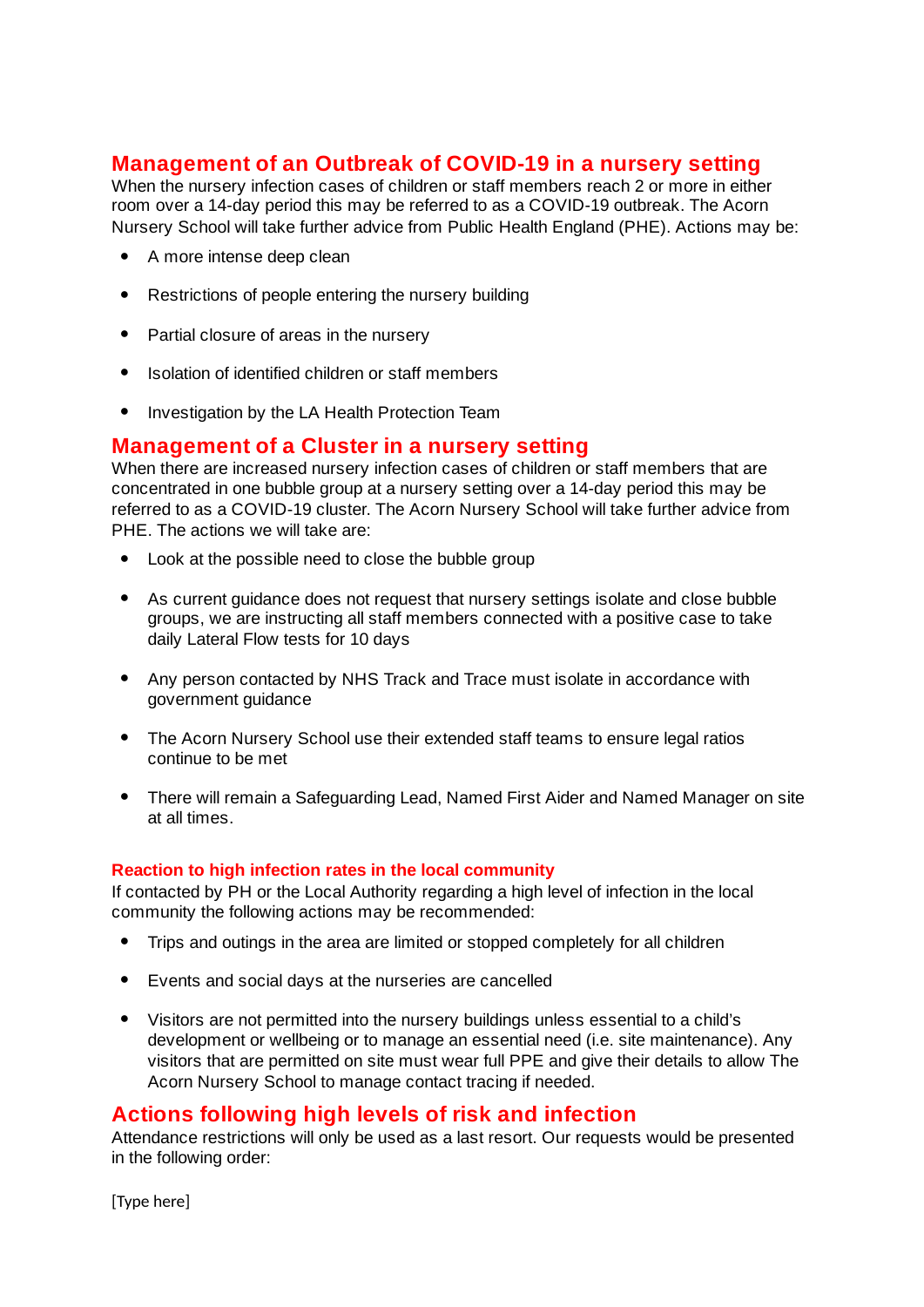## Management of an Outbreak of COVID-19 in a nursery setting

When the nursery infection cases of children or staff members reach 2 or more in either room over a 14-day period this may be referred to as a COVID-19 outbreak. The Acorn Nursery School will take further advice from Public Health England (PHE). Actions may be:

- A more intense deep clean
- Restrictions of people entering the nursery building
- Partial closure of areas in the nursery
- Isolation of identified children or staff members
- Investigation by the LA Health Protection Team

## Management of a Cluster in a nursery setting

When there are increased nursery infection cases of children or staff members that are concentrated in one bubble group at a nursery setting over a 14-day period this may be referred to as a COVID-19 cluster. The Acorn Nursery School will take further advice from PHE. The actions we will take are:

- Look at the possible need to close the bubble group
- As current guidance does not request that nursery settings isolate and close bubble groups, we are instructing all staff members connected with a positive case to take daily Lateral Flow tests for 10 days
- Any person contacted by NHS Track and Trace must isolate in accordance with government guidance
- The Acorn Nursery School use their extended staff teams to ensure legal ratios continue to be met
- There will remain a Safeguarding Lead, Named First Aider and Named Manager on site at all times.

### Reaction to high infection rates in the local community

If contacted by PH or the Local Authority regarding a high level of infection in the local community the following actions may be recommended:

- Trips and outings in the area are limited or stopped completely for all children
- Events and social days at the nurseries are cancelled
- Visitors are not permitted into the nursery buildings unless essential to a child's development or wellbeing or to manage an essential need (i.e. site maintenance). Any visitors that are permitted on site must wear full PPE and give their details to allow The Acorn Nursery School to manage contact tracing if needed.

## Actions following high levels of risk and infection

Attendance restrictions will only be used as a last resort. Our requests would be presented in the following order: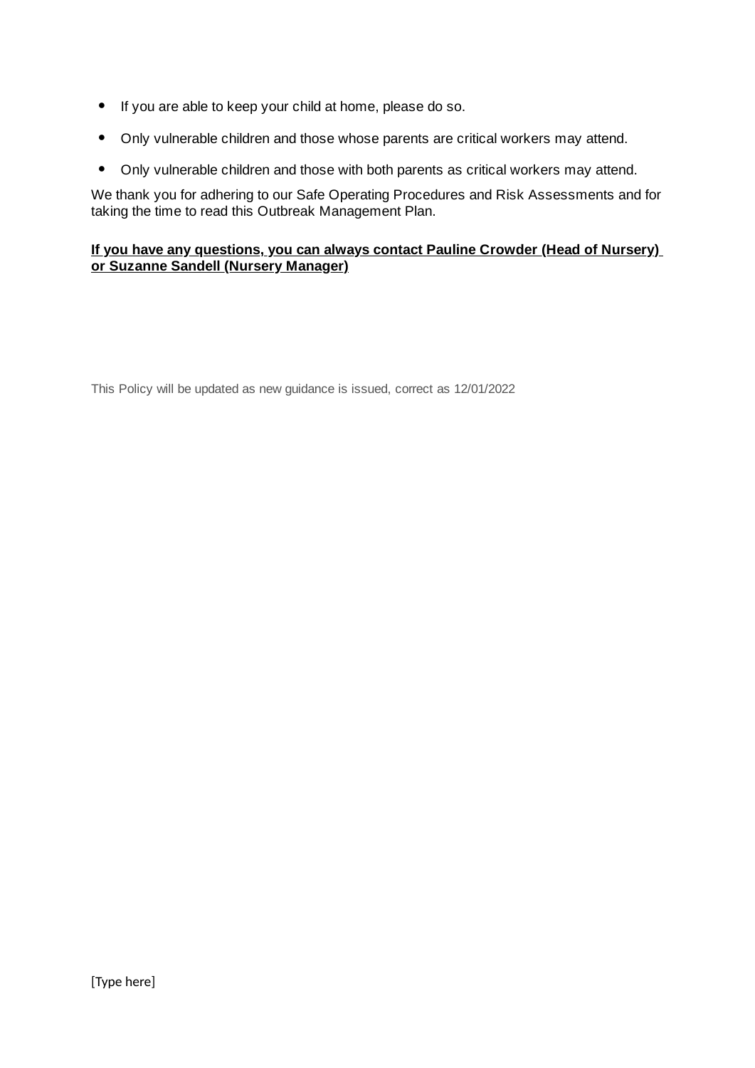- If you are able to keep your child at home, please do so.
- Only vulnerable children and those whose parents are critical workers may attend.
- Only vulnerable children and those with both parents as critical workers may attend.

We thank you for adhering to our Safe Operating Procedures and Risk Assessments and for taking the time to read this Outbreak Management Plan.

**If you have any questions, you can always contact Pauline Crowder (Head of Nursery) or Suzanne Sandell (Nursery Manager)**

This Policy will be updated as new guidance is issued, correct as 12/01/2022